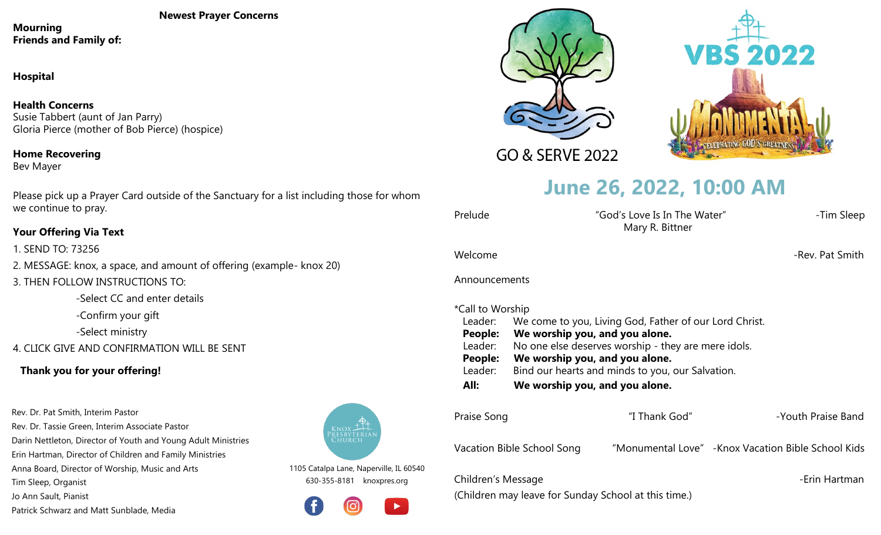## Newest Prayer Concerns

**Mourning**
**Friends and Family of:**

**Hospital**

**Health Concerns**
Susie Tabbert (aunt of Jan Parry)
Gloria Pierce (mother of Bob Pierce) (hospice)

**Home Recovering**
Bev Mayer

Please pick up a Prayer Card outside of the Sanctuary for a list including those for whom we continue to pray.

### Your Offering Via Text

1. SEND TO: 73256
2. MESSAGE: knox, a space, and amount of offering (example- knox 20)
3. THEN FOLLOW INSTRUCTIONS TO:
   - Select CC and enter details
   - Confirm your gift
   - Select ministry
4. CLICK GIVE AND CONFIRMATION WILL BE SENT

**Thank you for your offering!**

Rev. Dr. Pat Smith, Interim Pastor
Rev. Dr. Tassie Green, Interim Associate Pastor
Darin Nettleton, Director of Youth and Young Adult Ministries
Erin Hartman, Director of Children and Family Ministries
Anna Board, Director of Worship, Music and Arts
Tim Sleep, Organist
Jo Ann Sault, Pianist
Patrick Schwarz and Matt Sunblade, Media

Knox Presbyterian Church
1105 Catalpa Lane, Naperville, IL 60540
630-355-8181 knoxpres.org

GO & SERVE 2022

VBS 2022 MONUMENTAL CELEBRATING GOD'S GREATNESS

# June 26, 2022, 10:00 AM

Prelude — "God's Love Is In The Water" Mary R. Bittner — -Tim Sleep

Welcome — -Rev. Pat Smith

Announcements

*Call to Worship
Leader: We come to you, Living God, Father of our Lord Christ.
**People: We worship you, and you alone.**
Leader: No one else deserves worship - they are mere idols.
**People: We worship you, and you alone.**
Leader: Bind our hearts and minds to you, our Salvation.
**All: We worship you, and you alone.**

Praise Song — "I Thank God" — -Youth Praise Band

Vacation Bible School Song — "Monumental Love" — -Knox Vacation Bible School Kids

Children's Message — -Erin Hartman
(Children may leave for Sunday School at this time.)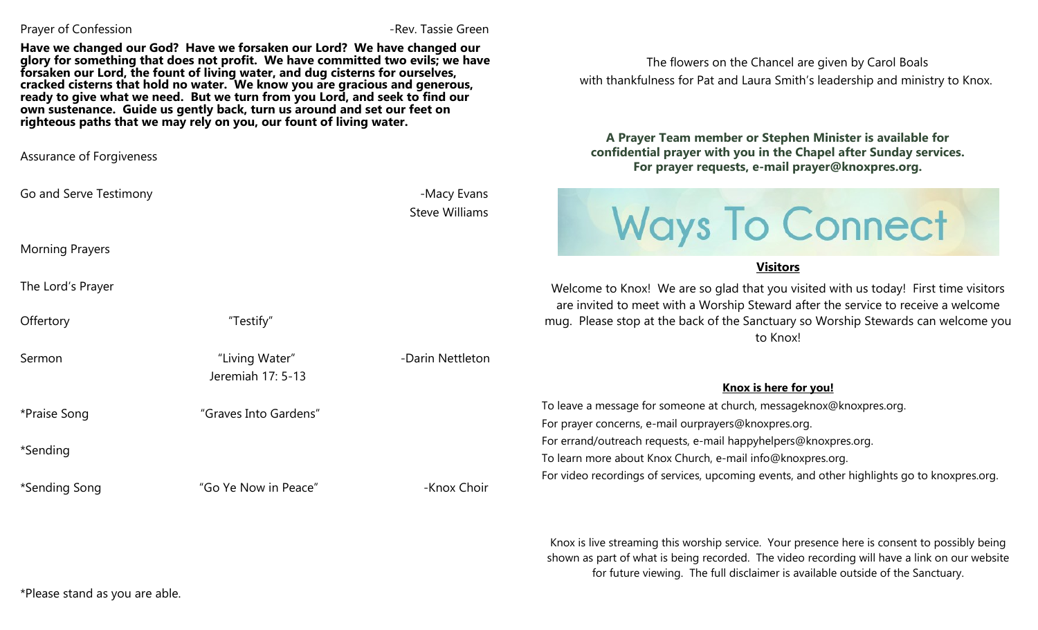Prayer of Confession -Rev. Tassie Green

**Have we changed our God? Have we forsaken our Lord? We have changed our glory for something that does not profit. We have committed two evils; we have forsaken our Lord, the fount of living water, and dug cisterns for ourselves, cracked cisterns that hold no water. We know you are gracious and generous, ready to give what we need. But we turn from you Lord, and seek to find our own sustenance. Guide us gently back, turn us around and set our feet on righteous paths that we may rely on you, our fount of living water.**

Assurance of Forgiveness

Go and Serve Testimony -Macy Evans
Steve Williams

Morning Prayers

The Lord's Prayer

Offertory "Testify"

Sermon "Living Water" -Darin Nettleton
Jeremiah 17: 5-13

*Praise Song "Graves Into Gardens"

*Sending

*Sending Song "Go Ye Now in Peace" -Knox Choir

*Please stand as you are able.

The flowers on the Chancel are given by Carol Boals with thankfulness for Pat and Laura Smith's leadership and ministry to Knox.

**A Prayer Team member or Stephen Minister is available for confidential prayer with you in the Chapel after Sunday services. For prayer requests, e-mail prayer@knoxpres.org.**

# Ways To Connect

**Visitors**

Welcome to Knox! We are so glad that you visited with us today! First time visitors are invited to meet with a Worship Steward after the service to receive a welcome mug. Please stop at the back of the Sanctuary so Worship Stewards can welcome you to Knox!

**Knox is here for you!**

To leave a message for someone at church, messageknox@knoxpres.org.
For prayer concerns, e-mail ourprayers@knoxpres.org.
For errand/outreach requests, e-mail happyhelpers@knoxpres.org.
To learn more about Knox Church, e-mail info@knoxpres.org.
For video recordings of services, upcoming events, and other highlights go to knoxpres.org.

Knox is live streaming this worship service. Your presence here is consent to possibly being shown as part of what is being recorded. The video recording will have a link on our website for future viewing. The full disclaimer is available outside of the Sanctuary.